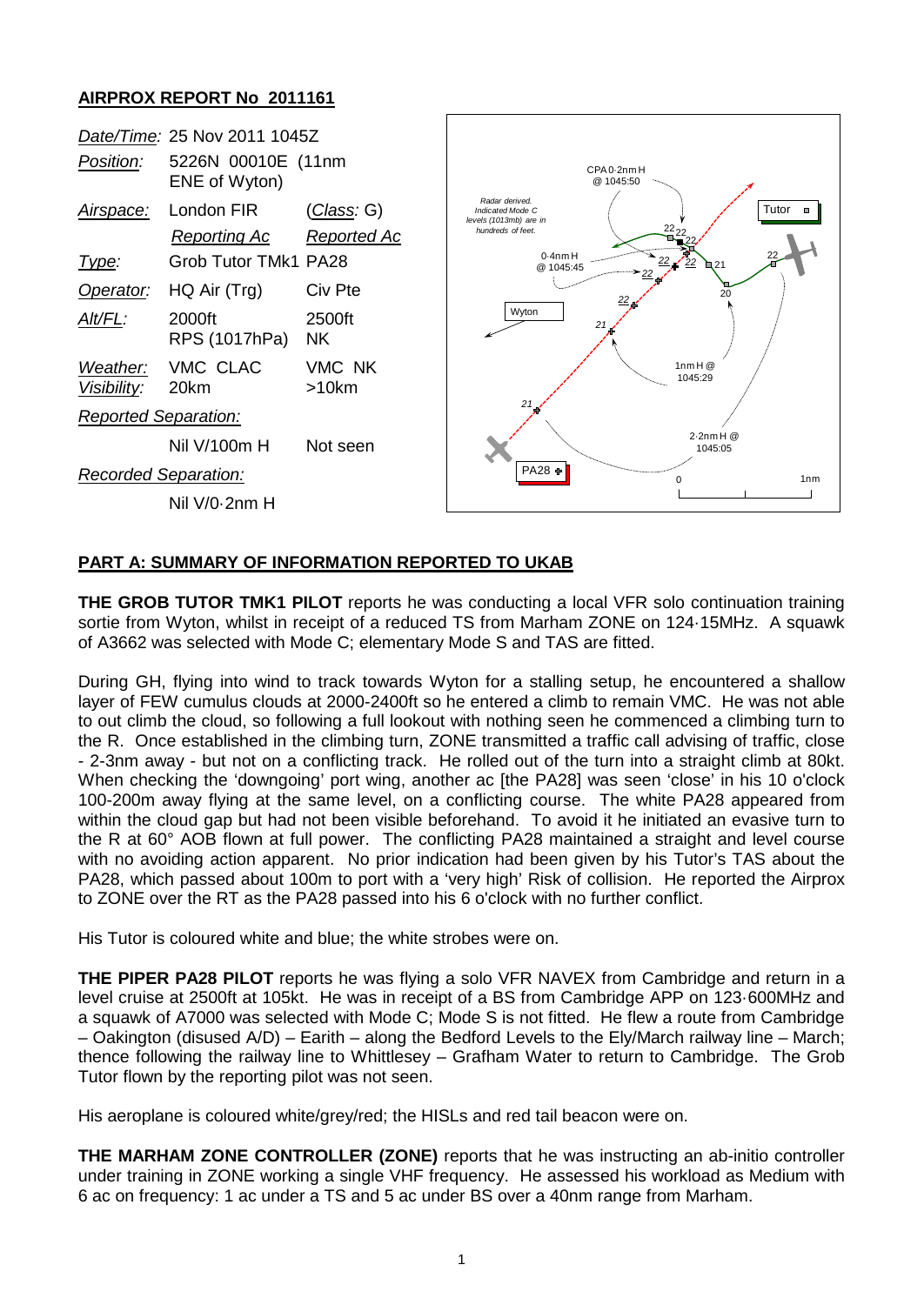## AIRPROX REPORT No 2011161

| | | |
|---|---|---|
| *Date/Time:* | 25 Nov 2011 1045Z | |
| *Position:* | 5226N 00010E (11nm ENE of Wyton) | |
| *Airspace:* | London FIR | (*Class:* G) |
| | *Reporting Ac* | *Reported Ac* |
| *Type:* | Grob Tutor TMk1 | PA28 |
| *Operator:* | HQ Air (Trg) | Civ Pte |
| *Alt/FL:* | 2000ft RPS (1017hPa) | 2500ft NK |
| *Weather:* | VMC CLAC | VMC NK |
| *Visibility:* | 20km | >10km |
| *Reported Separation:* | | |
| | Nil V/100m H | Not seen |
| *Recorded Separation:* | | |
| | Nil V/0·2nm H | |

Radar derived. Indicated Mode C levels (1013mb) are in hundreds of feet.

CPA 0·2nm H @ 1045:50

0·4nm H @ 1045:45

1nm H @ 1045:29

2·2nm H @ 1045:05

Tutor

PA28

Wyton

0 1nm

## PART A: SUMMARY OF INFORMATION REPORTED TO UKAB

**THE GROB TUTOR TMK1 PILOT** reports he was conducting a local VFR solo continuation training sortie from Wyton, whilst in receipt of a reduced TS from Marham ZONE on 124·15MHz. A squawk of A3662 was selected with Mode C; elementary Mode S and TAS are fitted.

During GH, flying into wind to track towards Wyton for a stalling setup, he encountered a shallow layer of FEW cumulus clouds at 2000-2400ft so he entered a climb to remain VMC. He was not able to out climb the cloud, so following a full lookout with nothing seen he commenced a climbing turn to the R. Once established in the climbing turn, ZONE transmitted a traffic call advising of traffic, close - 2-3nm away - but not on a conflicting track. He rolled out of the turn into a straight climb at 80kt. When checking the 'downgoing' port wing, another ac [the PA28] was seen 'close' in his 10 o'clock 100-200m away flying at the same level, on a conflicting course. The white PA28 appeared from within the cloud gap but had not been visible beforehand. To avoid it he initiated an evasive turn to the R at 60° AOB flown at full power. The conflicting PA28 maintained a straight and level course with no avoiding action apparent. No prior indication had been given by his Tutor's TAS about the PA28, which passed about 100m to port with a 'very high' Risk of collision. He reported the Airprox to ZONE over the RT as the PA28 passed into his 6 o'clock with no further conflict.

His Tutor is coloured white and blue; the white strobes were on.

**THE PIPER PA28 PILOT** reports he was flying a solo VFR NAVEX from Cambridge and return in a level cruise at 2500ft at 105kt. He was in receipt of a BS from Cambridge APP on 123·600MHz and a squawk of A7000 was selected with Mode C; Mode S is not fitted. He flew a route from Cambridge – Oakington (disused A/D) – Earith – along the Bedford Levels to the Ely/March railway line – March; thence following the railway line to Whittlesey – Grafham Water to return to Cambridge. The Grob Tutor flown by the reporting pilot was not seen.

His aeroplane is coloured white/grey/red; the HISLs and red tail beacon were on.

**THE MARHAM ZONE CONTROLLER (ZONE)** reports that he was instructing an ab-initio controller under training in ZONE working a single VHF frequency. He assessed his workload as Medium with 6 ac on frequency: 1 ac under a TS and 5 ac under BS over a 40nm range from Marham.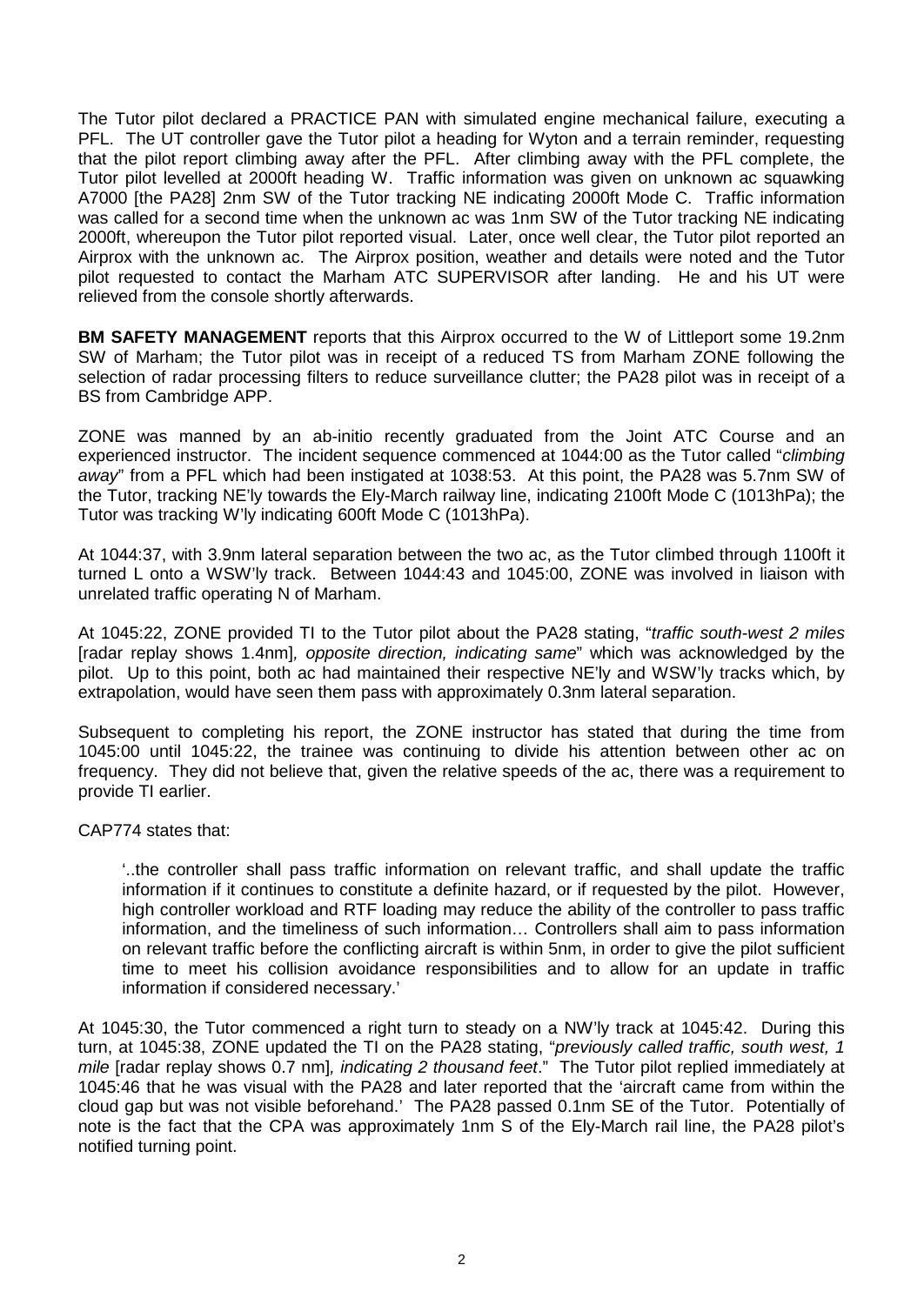The Tutor pilot declared a PRACTICE PAN with simulated engine mechanical failure, executing a PFL. The UT controller gave the Tutor pilot a heading for Wyton and a terrain reminder, requesting that the pilot report climbing away after the PFL. After climbing away with the PFL complete, the Tutor pilot levelled at 2000ft heading W. Traffic information was given on unknown ac squawking A7000 [the PA28] 2nm SW of the Tutor tracking NE indicating 2000ft Mode C. Traffic information was called for a second time when the unknown ac was 1nm SW of the Tutor tracking NE indicating 2000ft, whereupon the Tutor pilot reported visual. Later, once well clear, the Tutor pilot reported an Airprox with the unknown ac. The Airprox position, weather and details were noted and the Tutor pilot requested to contact the Marham ATC SUPERVISOR after landing. He and his UT were relieved from the console shortly afterwards.

**BM SAFETY MANAGEMENT** reports that this Airprox occurred to the W of Littleport some 19.2nm SW of Marham; the Tutor pilot was in receipt of a reduced TS from Marham ZONE following the selection of radar processing filters to reduce surveillance clutter; the PA28 pilot was in receipt of a BS from Cambridge APP.

ZONE was manned by an ab-initio recently graduated from the Joint ATC Course and an experienced instructor. The incident sequence commenced at 1044:00 as the Tutor called "*climbing away*" from a PFL which had been instigated at 1038:53. At this point, the PA28 was 5.7nm SW of the Tutor, tracking NE'ly towards the Ely-March railway line, indicating 2100ft Mode C (1013hPa); the Tutor was tracking W'ly indicating 600ft Mode C (1013hPa).

At 1044:37, with 3.9nm lateral separation between the two ac, as the Tutor climbed through 1100ft it turned L onto a WSW'ly track. Between 1044:43 and 1045:00, ZONE was involved in liaison with unrelated traffic operating N of Marham.

At 1045:22, ZONE provided TI to the Tutor pilot about the PA28 stating, "*traffic south-west 2 miles* [radar replay shows 1.4nm]*, opposite direction, indicating same*" which was acknowledged by the pilot. Up to this point, both ac had maintained their respective NE'ly and WSW'ly tracks which, by extrapolation, would have seen them pass with approximately 0.3nm lateral separation.

Subsequent to completing his report, the ZONE instructor has stated that during the time from 1045:00 until 1045:22, the trainee was continuing to divide his attention between other ac on frequency. They did not believe that, given the relative speeds of the ac, there was a requirement to provide TI earlier.

CAP774 states that:

> '..the controller shall pass traffic information on relevant traffic, and shall update the traffic information if it continues to constitute a definite hazard, or if requested by the pilot. However, high controller workload and RTF loading may reduce the ability of the controller to pass traffic information, and the timeliness of such information… Controllers shall aim to pass information on relevant traffic before the conflicting aircraft is within 5nm, in order to give the pilot sufficient time to meet his collision avoidance responsibilities and to allow for an update in traffic information if considered necessary.'

At 1045:30, the Tutor commenced a right turn to steady on a NW'ly track at 1045:42. During this turn, at 1045:38, ZONE updated the TI on the PA28 stating, "*previously called traffic, south west, 1 mile* [radar replay shows 0.7 nm]*, indicating 2 thousand feet*." The Tutor pilot replied immediately at 1045:46 that he was visual with the PA28 and later reported that the 'aircraft came from within the cloud gap but was not visible beforehand.' The PA28 passed 0.1nm SE of the Tutor. Potentially of note is the fact that the CPA was approximately 1nm S of the Ely-March rail line, the PA28 pilot's notified turning point.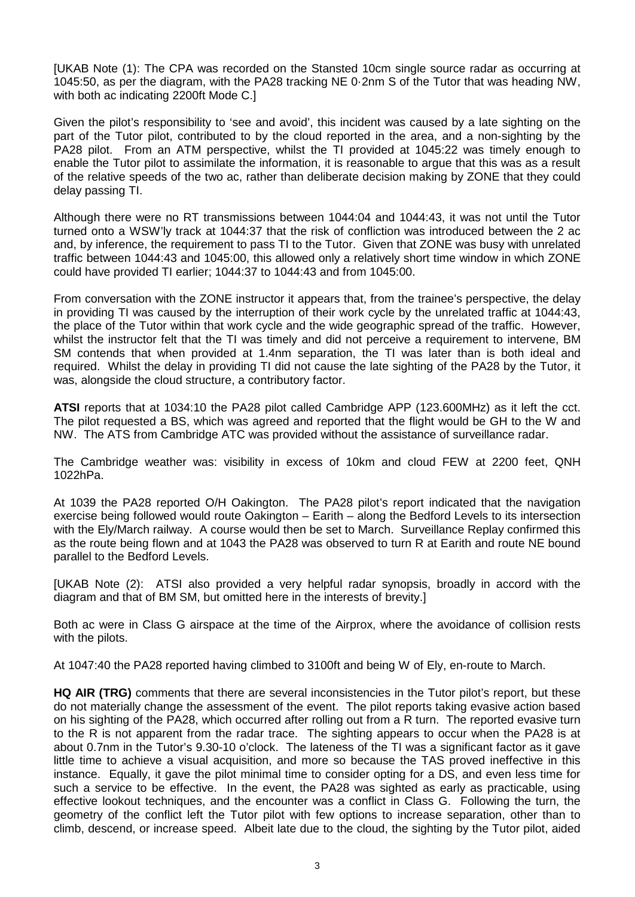[UKAB Note (1): The CPA was recorded on the Stansted 10cm single source radar as occurring at 1045:50, as per the diagram, with the PA28 tracking NE 0·2nm S of the Tutor that was heading NW, with both ac indicating 2200ft Mode C.]

Given the pilot's responsibility to 'see and avoid', this incident was caused by a late sighting on the part of the Tutor pilot, contributed to by the cloud reported in the area, and a non-sighting by the PA28 pilot. From an ATM perspective, whilst the TI provided at 1045:22 was timely enough to enable the Tutor pilot to assimilate the information, it is reasonable to argue that this was as a result of the relative speeds of the two ac, rather than deliberate decision making by ZONE that they could delay passing TI.

Although there were no RT transmissions between 1044:04 and 1044:43, it was not until the Tutor turned onto a WSW'ly track at 1044:37 that the risk of confliction was introduced between the 2 ac and, by inference, the requirement to pass TI to the Tutor. Given that ZONE was busy with unrelated traffic between 1044:43 and 1045:00, this allowed only a relatively short time window in which ZONE could have provided TI earlier; 1044:37 to 1044:43 and from 1045:00.

From conversation with the ZONE instructor it appears that, from the trainee's perspective, the delay in providing TI was caused by the interruption of their work cycle by the unrelated traffic at 1044:43, the place of the Tutor within that work cycle and the wide geographic spread of the traffic. However, whilst the instructor felt that the TI was timely and did not perceive a requirement to intervene, BM SM contends that when provided at 1.4nm separation, the TI was later than is both ideal and required. Whilst the delay in providing TI did not cause the late sighting of the PA28 by the Tutor, it was, alongside the cloud structure, a contributory factor.

**ATSI** reports that at 1034:10 the PA28 pilot called Cambridge APP (123.600MHz) as it left the cct. The pilot requested a BS, which was agreed and reported that the flight would be GH to the W and NW. The ATS from Cambridge ATC was provided without the assistance of surveillance radar.

The Cambridge weather was: visibility in excess of 10km and cloud FEW at 2200 feet, QNH 1022hPa.

At 1039 the PA28 reported O/H Oakington. The PA28 pilot's report indicated that the navigation exercise being followed would route Oakington – Earith – along the Bedford Levels to its intersection with the Ely/March railway. A course would then be set to March. Surveillance Replay confirmed this as the route being flown and at 1043 the PA28 was observed to turn R at Earith and route NE bound parallel to the Bedford Levels.

[UKAB Note (2): ATSI also provided a very helpful radar synopsis, broadly in accord with the diagram and that of BM SM, but omitted here in the interests of brevity.]

Both ac were in Class G airspace at the time of the Airprox, where the avoidance of collision rests with the pilots.

At 1047:40 the PA28 reported having climbed to 3100ft and being W of Ely, en-route to March.

**HQ AIR (TRG)** comments that there are several inconsistencies in the Tutor pilot's report, but these do not materially change the assessment of the event. The pilot reports taking evasive action based on his sighting of the PA28, which occurred after rolling out from a R turn. The reported evasive turn to the R is not apparent from the radar trace. The sighting appears to occur when the PA28 is at about 0.7nm in the Tutor's 9.30-10 o'clock. The lateness of the TI was a significant factor as it gave little time to achieve a visual acquisition, and more so because the TAS proved ineffective in this instance. Equally, it gave the pilot minimal time to consider opting for a DS, and even less time for such a service to be effective. In the event, the PA28 was sighted as early as practicable, using effective lookout techniques, and the encounter was a conflict in Class G. Following the turn, the geometry of the conflict left the Tutor pilot with few options to increase separation, other than to climb, descend, or increase speed. Albeit late due to the cloud, the sighting by the Tutor pilot, aided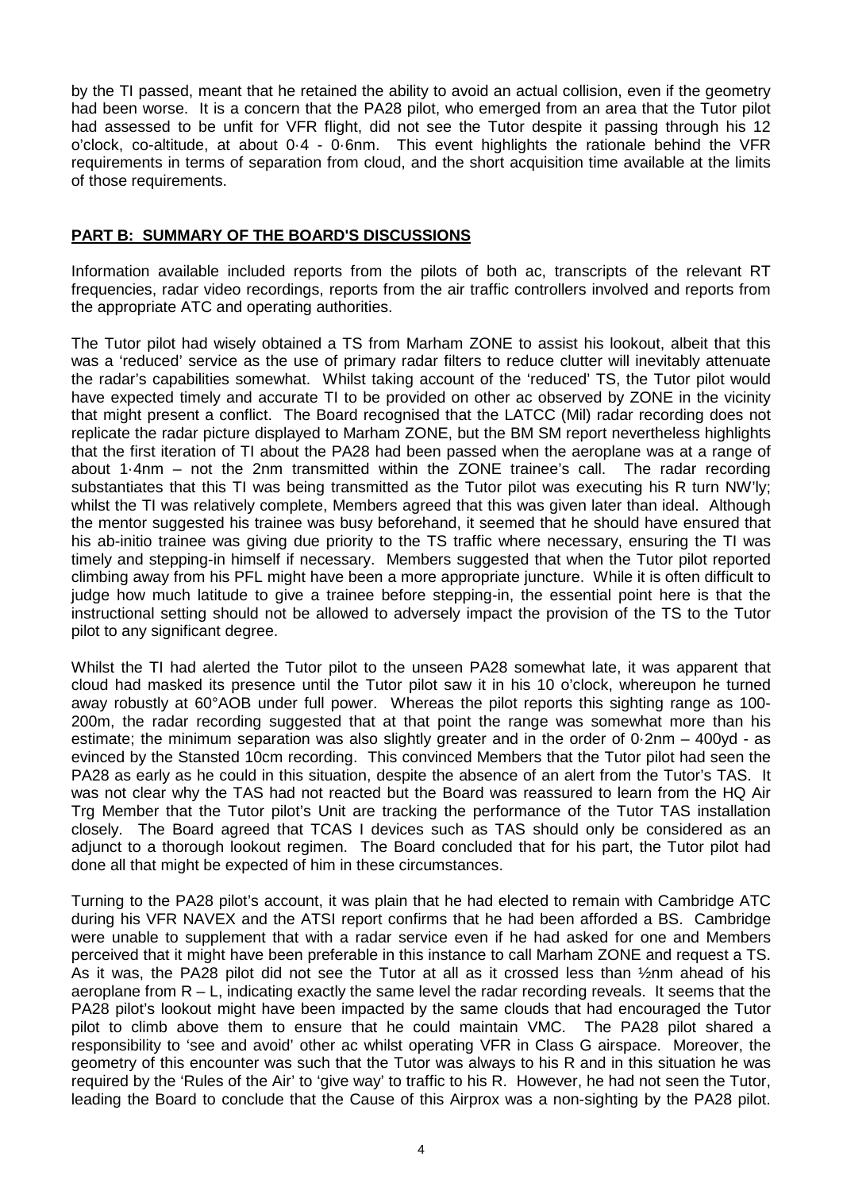by the TI passed, meant that he retained the ability to avoid an actual collision, even if the geometry had been worse. It is a concern that the PA28 pilot, who emerged from an area that the Tutor pilot had assessed to be unfit for VFR flight, did not see the Tutor despite it passing through his 12 o'clock, co-altitude, at about 0·4 - 0·6nm. This event highlights the rationale behind the VFR requirements in terms of separation from cloud, and the short acquisition time available at the limits of those requirements.

## PART B: SUMMARY OF THE BOARD'S DISCUSSIONS

Information available included reports from the pilots of both ac, transcripts of the relevant RT frequencies, radar video recordings, reports from the air traffic controllers involved and reports from the appropriate ATC and operating authorities.

The Tutor pilot had wisely obtained a TS from Marham ZONE to assist his lookout, albeit that this was a 'reduced' service as the use of primary radar filters to reduce clutter will inevitably attenuate the radar's capabilities somewhat. Whilst taking account of the 'reduced' TS, the Tutor pilot would have expected timely and accurate TI to be provided on other ac observed by ZONE in the vicinity that might present a conflict. The Board recognised that the LATCC (Mil) radar recording does not replicate the radar picture displayed to Marham ZONE, but the BM SM report nevertheless highlights that the first iteration of TI about the PA28 had been passed when the aeroplane was at a range of about 1·4nm – not the 2nm transmitted within the ZONE trainee's call. The radar recording substantiates that this TI was being transmitted as the Tutor pilot was executing his R turn NW'ly; whilst the TI was relatively complete, Members agreed that this was given later than ideal. Although the mentor suggested his trainee was busy beforehand, it seemed that he should have ensured that his ab-initio trainee was giving due priority to the TS traffic where necessary, ensuring the TI was timely and stepping-in himself if necessary. Members suggested that when the Tutor pilot reported climbing away from his PFL might have been a more appropriate juncture. While it is often difficult to judge how much latitude to give a trainee before stepping-in, the essential point here is that the instructional setting should not be allowed to adversely impact the provision of the TS to the Tutor pilot to any significant degree.

Whilst the TI had alerted the Tutor pilot to the unseen PA28 somewhat late, it was apparent that cloud had masked its presence until the Tutor pilot saw it in his 10 o'clock, whereupon he turned away robustly at 60°AOB under full power. Whereas the pilot reports this sighting range as 100-200m, the radar recording suggested that at that point the range was somewhat more than his estimate; the minimum separation was also slightly greater and in the order of 0·2nm – 400yd - as evinced by the Stansted 10cm recording. This convinced Members that the Tutor pilot had seen the PA28 as early as he could in this situation, despite the absence of an alert from the Tutor's TAS. It was not clear why the TAS had not reacted but the Board was reassured to learn from the HQ Air Trg Member that the Tutor pilot's Unit are tracking the performance of the Tutor TAS installation closely. The Board agreed that TCAS I devices such as TAS should only be considered as an adjunct to a thorough lookout regimen. The Board concluded that for his part, the Tutor pilot had done all that might be expected of him in these circumstances.

Turning to the PA28 pilot's account, it was plain that he had elected to remain with Cambridge ATC during his VFR NAVEX and the ATSI report confirms that he had been afforded a BS. Cambridge were unable to supplement that with a radar service even if he had asked for one and Members perceived that it might have been preferable in this instance to call Marham ZONE and request a TS. As it was, the PA28 pilot did not see the Tutor at all as it crossed less than ½nm ahead of his aeroplane from R – L, indicating exactly the same level the radar recording reveals. It seems that the PA28 pilot's lookout might have been impacted by the same clouds that had encouraged the Tutor pilot to climb above them to ensure that he could maintain VMC. The PA28 pilot shared a responsibility to 'see and avoid' other ac whilst operating VFR in Class G airspace. Moreover, the geometry of this encounter was such that the Tutor was always to his R and in this situation he was required by the 'Rules of the Air' to 'give way' to traffic to his R. However, he had not seen the Tutor, leading the Board to conclude that the Cause of this Airprox was a non-sighting by the PA28 pilot.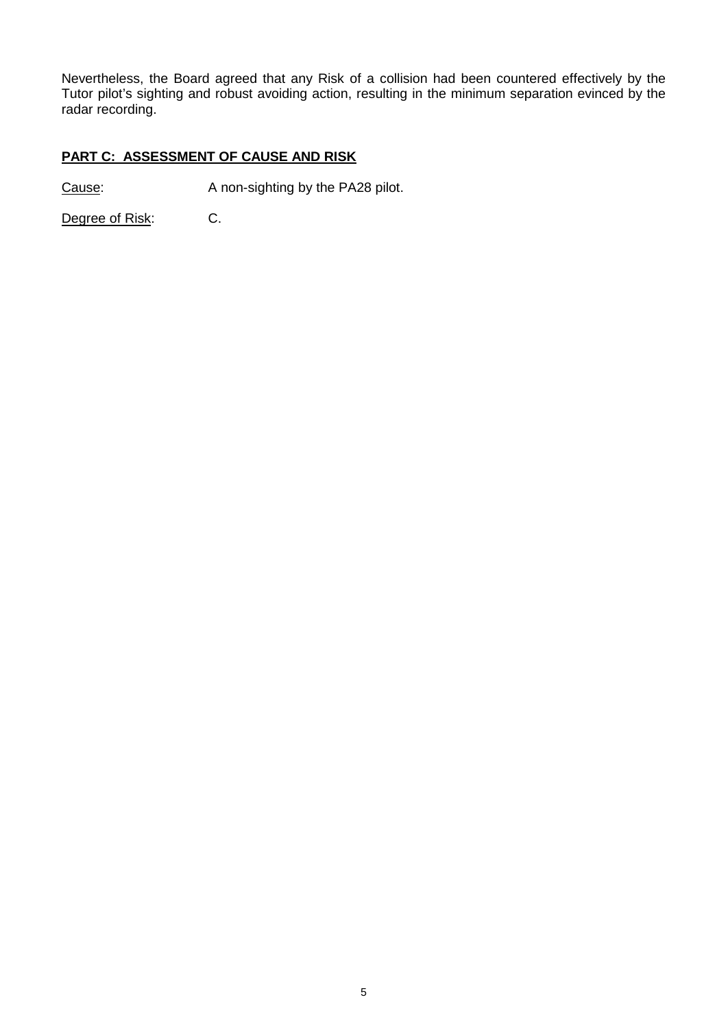Nevertheless, the Board agreed that any Risk of a collision had been countered effectively by the Tutor pilot's sighting and robust avoiding action, resulting in the minimum separation evinced by the radar recording.

## PART C: ASSESSMENT OF CAUSE AND RISK

Cause: A non-sighting by the PA28 pilot.

Degree of Risk: C.